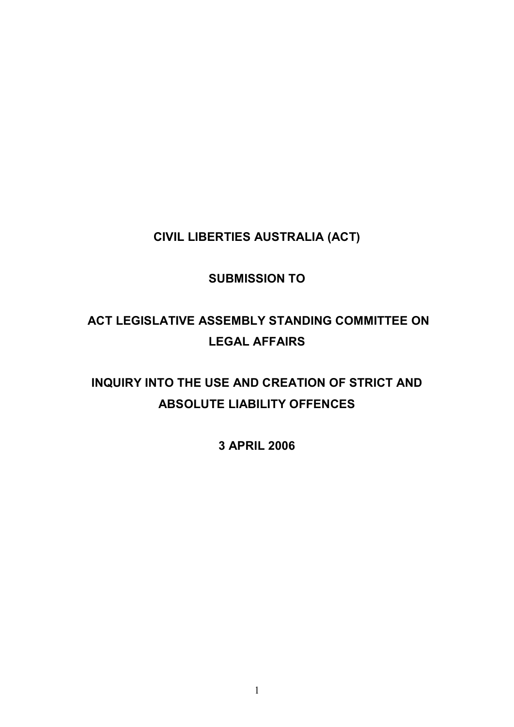**CIVIL LIBERTIES AUSTRALIA (ACT)**

**SUBMISSION TO**

**ACT LEGISLATIVE ASSEMBLY STANDING COMMITTEE ON LEGAL AFFAIRS**

**INQUIRY INTO THE USE AND CREATION OF STRICT AND ABSOLUTE LIABILITY OFFENCES**

**3 APRIL 2006**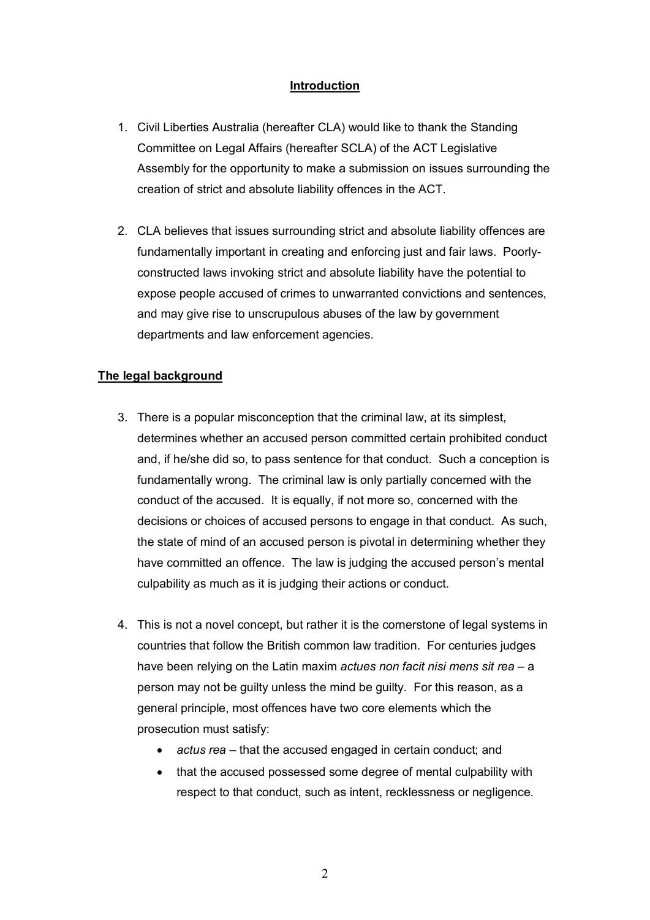## Introduction

1. Civil Liberties Australia (hereafter CLA) would like to thank the Standing Committee on Legal Affairs (hereafter SCLA) of the ACT Legislative Assembly for the opportunity to make a submission on issues surrounding the creation of strict and absolute liability offences in the ACT.

2. CLA believes that issues surrounding strict and absolute liability offences are fundamentally important in creating and enforcing just and fair laws. Poorly-constructed laws invoking strict and absolute liability have the potential to expose people accused of crimes to unwarranted convictions and sentences, and may give rise to unscrupulous abuses of the law by government departments and law enforcement agencies.

## The legal background

3. There is a popular misconception that the criminal law, at its simplest, determines whether an accused person committed certain prohibited conduct and, if he/she did so, to pass sentence for that conduct. Such a conception is fundamentally wrong. The criminal law is only partially concerned with the conduct of the accused. It is equally, if not more so, concerned with the decisions or choices of accused persons to engage in that conduct. As such, the state of mind of an accused person is pivotal in determining whether they have committed an offence. The law is judging the accused person's mental culpability as much as it is judging their actions or conduct.

4. This is not a novel concept, but rather it is the cornerstone of legal systems in countries that follow the British common law tradition. For centuries judges have been relying on the Latin maxim *actues non facit nisi mens sit rea* – a person may not be guilty unless the mind be guilty. For this reason, as a general principle, most offences have two core elements which the prosecution must satisfy:
   - *actus rea* – that the accused engaged in certain conduct; and
   - that the accused possessed some degree of mental culpability with respect to that conduct, such as intent, recklessness or negligence.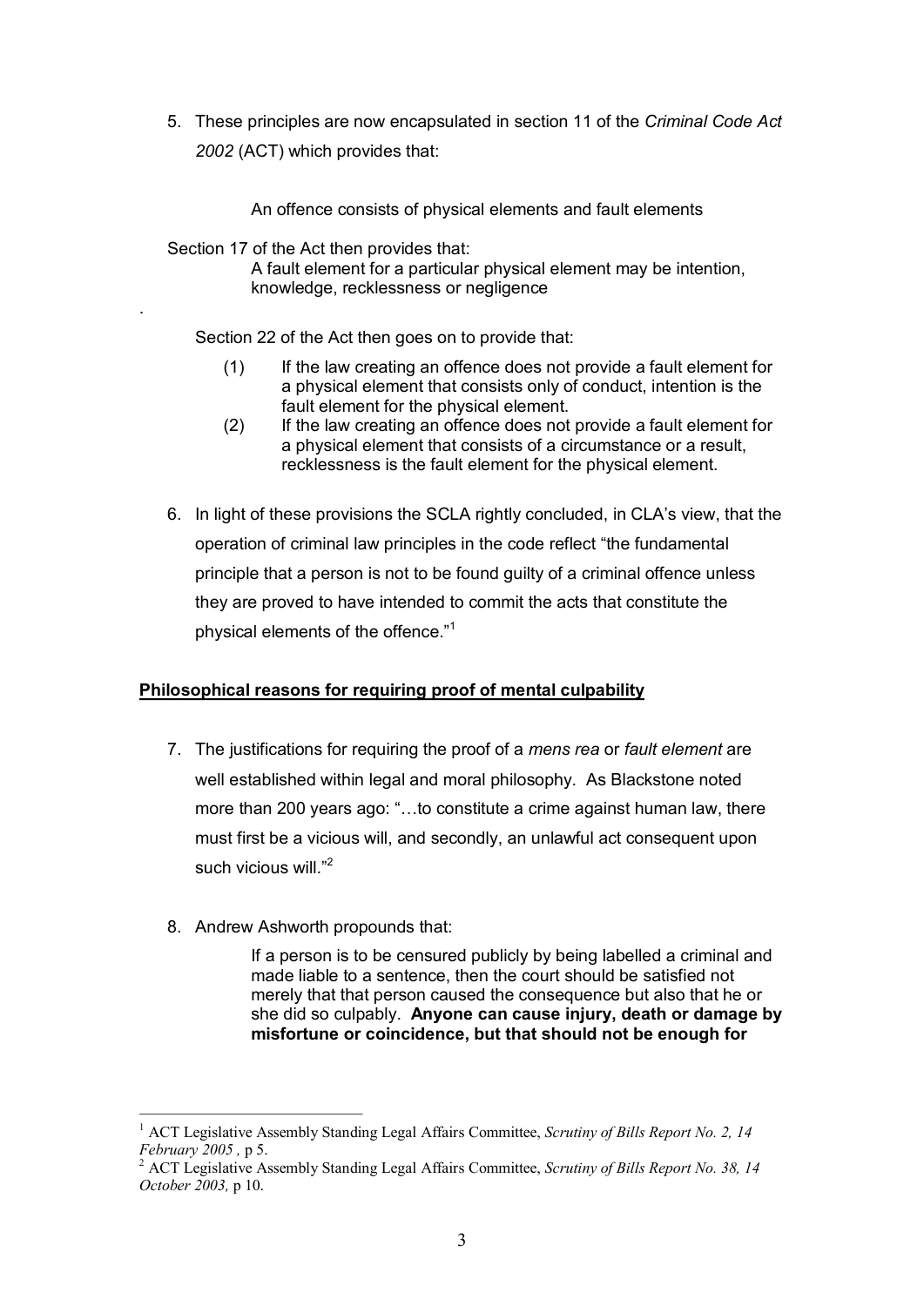5. These principles are now encapsulated in section 11 of the *Criminal Code Act 2002* (ACT) which provides that:

    An offence consists of physical elements and fault elements

   Section 17 of the Act then provides that:

    A fault element for a particular physical element may be intention, knowledge, recklessness or negligence

   .

   Section 22 of the Act then goes on to provide that:

   (1) If the law creating an offence does not provide a fault element for a physical element that consists only of conduct, intention is the fault element for the physical element.
   (2) If the law creating an offence does not provide a fault element for a physical element that consists of a circumstance or a result, recklessness is the fault element for the physical element.

6. In light of these provisions the SCLA rightly concluded, in CLA's view, that the operation of criminal law principles in the code reflect "the fundamental principle that a person is not to be found guilty of a criminal offence unless they are proved to have intended to commit the acts that constitute the physical elements of the offence."[1]

## Philosophical reasons for requiring proof of mental culpability

7. The justifications for requiring the proof of a *mens rea* or *fault element* are well established within legal and moral philosophy. As Blackstone noted more than 200 years ago: "…to constitute a crime against human law, there must first be a vicious will, and secondly, an unlawful act consequent upon such vicious will."[2]

8. Andrew Ashworth propounds that:

    If a person is to be censured publicly by being labelled a criminal and made liable to a sentence, then the court should be satisfied not merely that that person caused the consequence but also that he or she did so culpably. **Anyone can cause injury, death or damage by misfortune or coincidence, but that should not be enough for**

---

[1] ACT Legislative Assembly Standing Legal Affairs Committee, *Scrutiny of Bills Report No. 2, 14 February 2005* , p 5.

[2] ACT Legislative Assembly Standing Legal Affairs Committee, *Scrutiny of Bills Report No. 38, 14 October 2003,* p 10.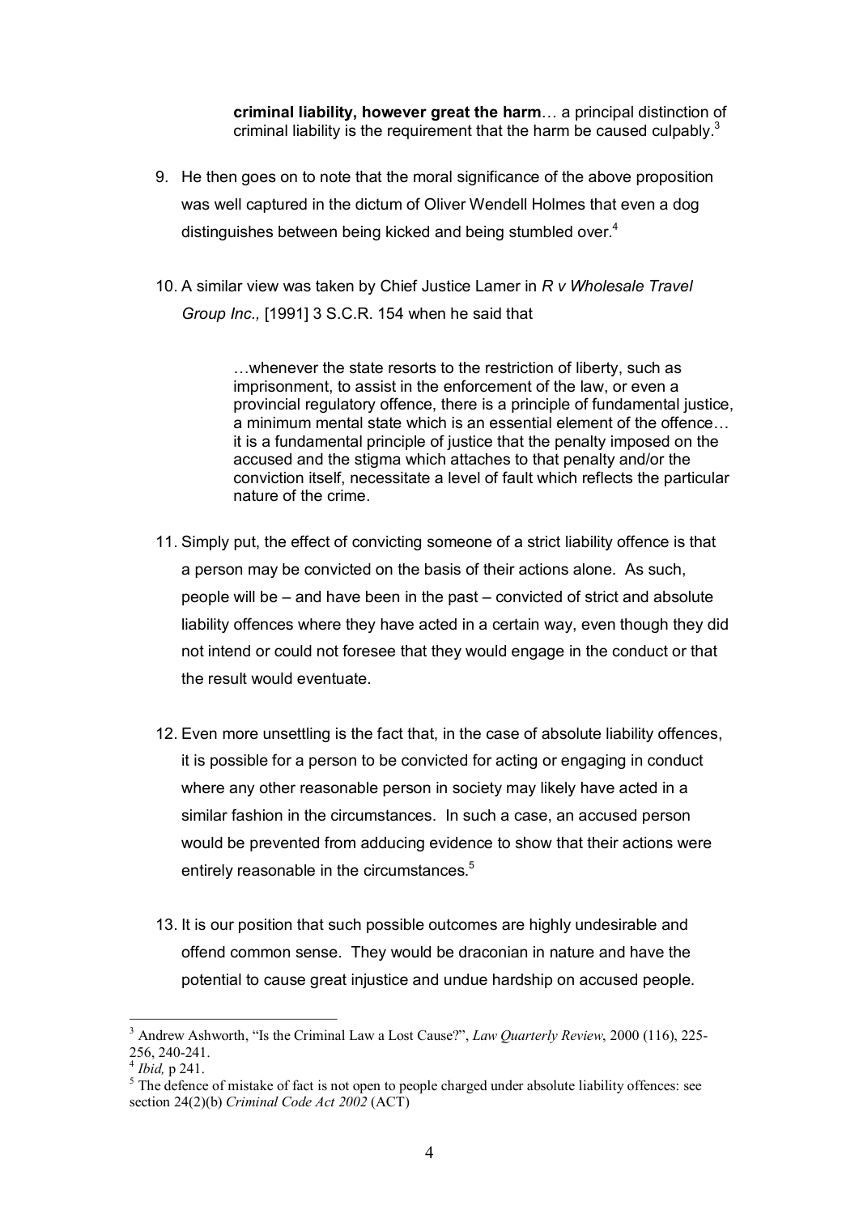> **criminal liability, however great the harm**… a principal distinction of criminal liability is the requirement that the harm be caused culpably.[3]

9. He then goes on to note that the moral significance of the above proposition was well captured in the dictum of Oliver Wendell Holmes that even a dog distinguishes between being kicked and being stumbled over.[4]

10. A similar view was taken by Chief Justice Lamer in *R v Wholesale Travel Group Inc.,* [1991] 3 S.C.R. 154 when he said that

> …whenever the state resorts to the restriction of liberty, such as imprisonment, to assist in the enforcement of the law, or even a provincial regulatory offence, there is a principle of fundamental justice, a minimum mental state which is an essential element of the offence… it is a fundamental principle of justice that the penalty imposed on the accused and the stigma which attaches to that penalty and/or the conviction itself, necessitate a level of fault which reflects the particular nature of the crime.

11. Simply put, the effect of convicting someone of a strict liability offence is that a person may be convicted on the basis of their actions alone. As such, people will be – and have been in the past – convicted of strict and absolute liability offences where they have acted in a certain way, even though they did not intend or could not foresee that they would engage in the conduct or that the result would eventuate.

12. Even more unsettling is the fact that, in the case of absolute liability offences, it is possible for a person to be convicted for acting or engaging in conduct where any other reasonable person in society may likely have acted in a similar fashion in the circumstances. In such a case, an accused person would be prevented from adducing evidence to show that their actions were entirely reasonable in the circumstances.[5]

13. It is our position that such possible outcomes are highly undesirable and offend common sense. They would be draconian in nature and have the potential to cause great injustice and undue hardship on accused people.

---

[3] Andrew Ashworth, "Is the Criminal Law a Lost Cause?", *Law Quarterly Review*, 2000 (116), 225-256, 240-241.

[4] *Ibid,* p 241.

[5] The defence of mistake of fact is not open to people charged under absolute liability offences: see section 24(2)(b) *Criminal Code Act 2002* (ACT)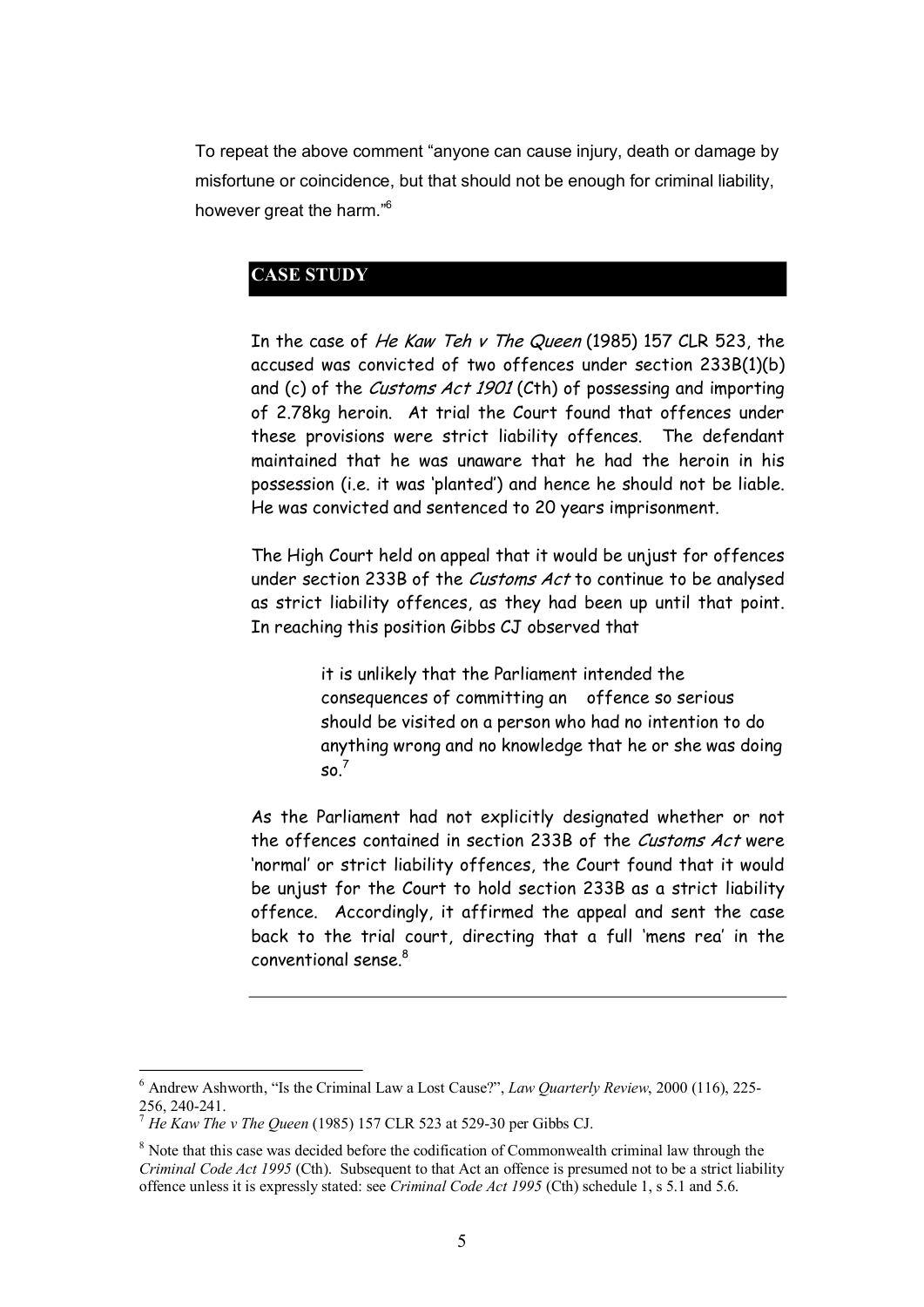To repeat the above comment "anyone can cause injury, death or damage by misfortune or coincidence, but that should not be enough for criminal liability, however great the harm."[6]

## CASE STUDY

In the case of *He Kaw Teh v The Queen* (1985) 157 CLR 523, the accused was convicted of two offences under section 233B(1)(b) and (c) of the *Customs Act 1901* (Cth) of possessing and importing of 2.78kg heroin. At trial the Court found that offences under these provisions were strict liability offences. The defendant maintained that he was unaware that he had the heroin in his possession (i.e. it was 'planted') and hence he should not be liable. He was convicted and sentenced to 20 years imprisonment.

The High Court held on appeal that it would be unjust for offences under section 233B of the *Customs Act* to continue to be analysed as strict liability offences, as they had been up until that point. In reaching this position Gibbs CJ observed that

> it is unlikely that the Parliament intended the consequences of committing an offence so serious should be visited on a person who had no intention to do anything wrong and no knowledge that he or she was doing so.[7]

As the Parliament had not explicitly designated whether or not the offences contained in section 233B of the *Customs Act* were 'normal' or strict liability offences, the Court found that it would be unjust for the Court to hold section 233B as a strict liability offence. Accordingly, it affirmed the appeal and sent the case back to the trial court, directing that a full 'mens rea' in the conventional sense.[8]

---

[6] Andrew Ashworth, "Is the Criminal Law a Lost Cause?", *Law Quarterly Review*, 2000 (116), 225-256, 240-241.

[7] *He Kaw The v The Queen* (1985) 157 CLR 523 at 529-30 per Gibbs CJ.

[8] Note that this case was decided before the codification of Commonwealth criminal law through the *Criminal Code Act 1995* (Cth). Subsequent to that Act an offence is presumed not to be a strict liability offence unless it is expressly stated: see *Criminal Code Act 1995* (Cth) schedule 1, s 5.1 and 5.6.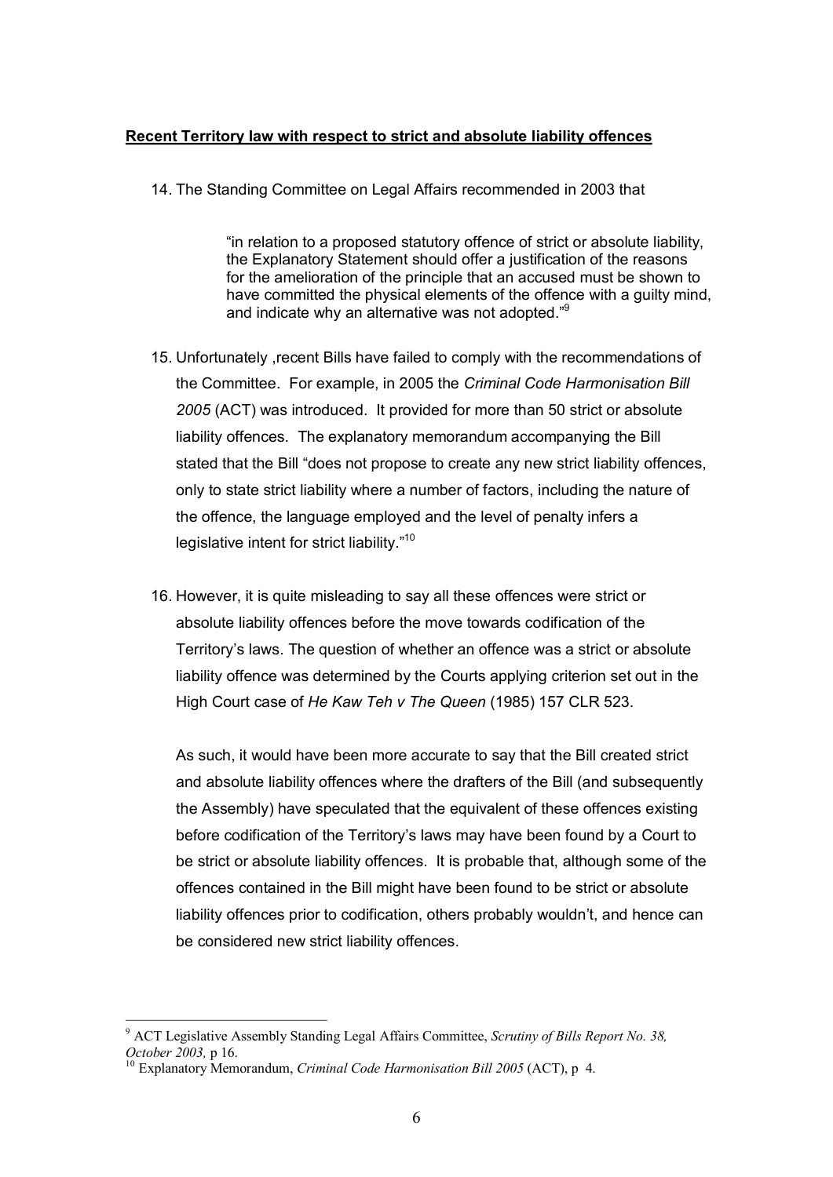**Recent Territory law with respect to strict and absolute liability offences**

14. The Standing Committee on Legal Affairs recommended in 2003 that

> "in relation to a proposed statutory offence of strict or absolute liability, the Explanatory Statement should offer a justification of the reasons for the amelioration of the principle that an accused must be shown to have committed the physical elements of the offence with a guilty mind, and indicate why an alternative was not adopted."[9]

15. Unfortunately ,recent Bills have failed to comply with the recommendations of the Committee. For example, in 2005 the *Criminal Code Harmonisation Bill 2005* (ACT) was introduced. It provided for more than 50 strict or absolute liability offences. The explanatory memorandum accompanying the Bill stated that the Bill "does not propose to create any new strict liability offences, only to state strict liability where a number of factors, including the nature of the offence, the language employed and the level of penalty infers a legislative intent for strict liability."[10]

16. However, it is quite misleading to say all these offences were strict or absolute liability offences before the move towards codification of the Territory's laws. The question of whether an offence was a strict or absolute liability offence was determined by the Courts applying criterion set out in the High Court case of *He Kaw Teh v The Queen* (1985) 157 CLR 523.

    As such, it would have been more accurate to say that the Bill created strict and absolute liability offences where the drafters of the Bill (and subsequently the Assembly) have speculated that the equivalent of these offences existing before codification of the Territory's laws may have been found by a Court to be strict or absolute liability offences. It is probable that, although some of the offences contained in the Bill might have been found to be strict or absolute liability offences prior to codification, others probably wouldn't, and hence can be considered new strict liability offences.

---

[9] ACT Legislative Assembly Standing Legal Affairs Committee, *Scrutiny of Bills Report No. 38, October 2003,* p 16.

[10] Explanatory Memorandum, *Criminal Code Harmonisation Bill 2005* (ACT), p 4.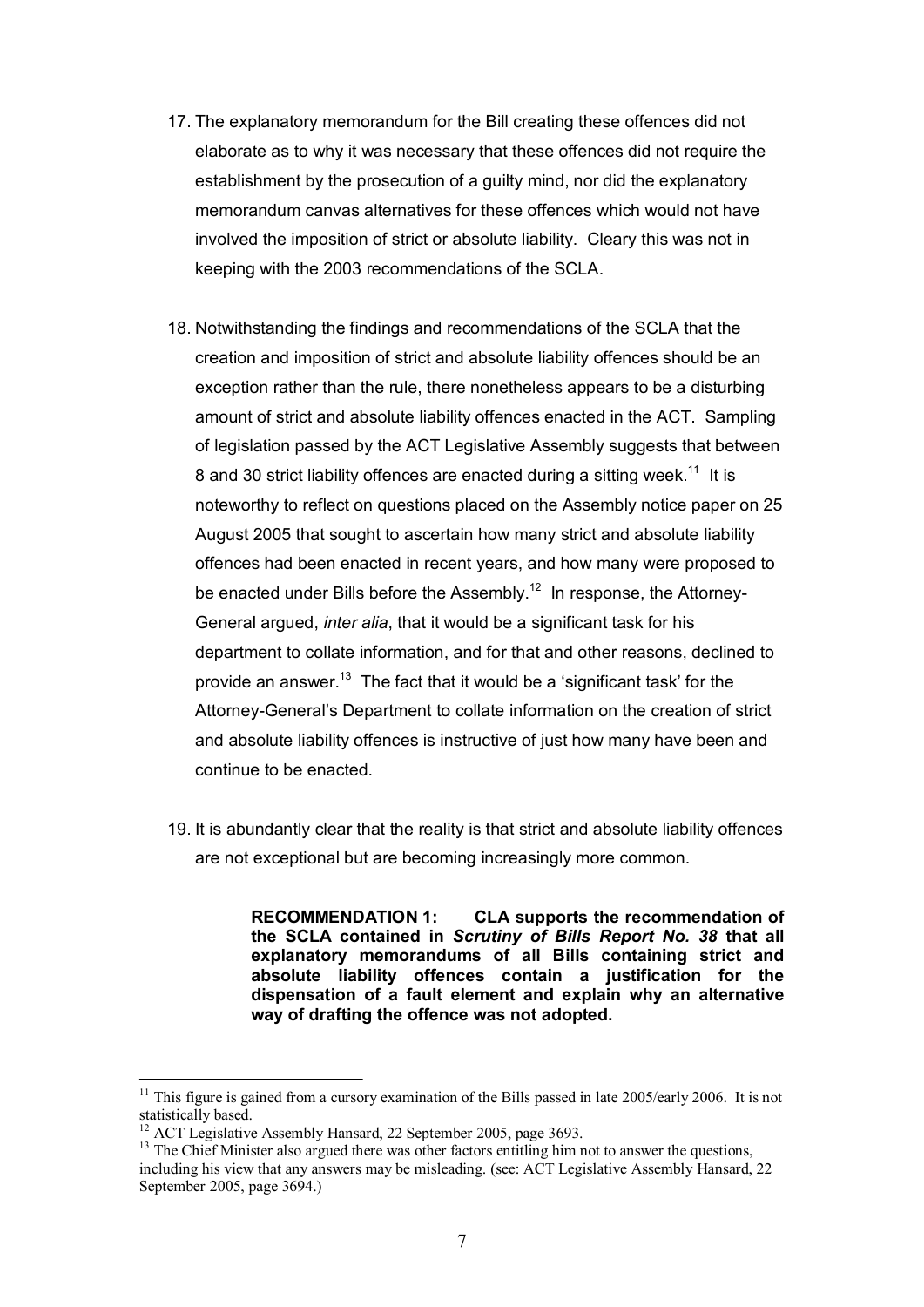17. The explanatory memorandum for the Bill creating these offences did not elaborate as to why it was necessary that these offences did not require the establishment by the prosecution of a guilty mind, nor did the explanatory memorandum canvas alternatives for these offences which would not have involved the imposition of strict or absolute liability. Cleary this was not in keeping with the 2003 recommendations of the SCLA.

18. Notwithstanding the findings and recommendations of the SCLA that the creation and imposition of strict and absolute liability offences should be an exception rather than the rule, there nonetheless appears to be a disturbing amount of strict and absolute liability offences enacted in the ACT. Sampling of legislation passed by the ACT Legislative Assembly suggests that between 8 and 30 strict liability offences are enacted during a sitting week.[11] It is noteworthy to reflect on questions placed on the Assembly notice paper on 25 August 2005 that sought to ascertain how many strict and absolute liability offences had been enacted in recent years, and how many were proposed to be enacted under Bills before the Assembly.[12] In response, the Attorney-General argued, *inter alia*, that it would be a significant task for his department to collate information, and for that and other reasons, declined to provide an answer.[13] The fact that it would be a 'significant task' for the Attorney-General's Department to collate information on the creation of strict and absolute liability offences is instructive of just how many have been and continue to be enacted.

19. It is abundantly clear that the reality is that strict and absolute liability offences are not exceptional but are becoming increasingly more common.

> **RECOMMENDATION 1: CLA supports the recommendation of the SCLA contained in *Scrutiny of Bills Report No. 38* that all explanatory memorandums of all Bills containing strict and absolute liability offences contain a justification for the dispensation of a fault element and explain why an alternative way of drafting the offence was not adopted.**

---

[11] This figure is gained from a cursory examination of the Bills passed in late 2005/early 2006. It is not statistically based.

[12] ACT Legislative Assembly Hansard, 22 September 2005, page 3693.

[13] The Chief Minister also argued there was other factors entitling him not to answer the questions, including his view that any answers may be misleading. (see: ACT Legislative Assembly Hansard, 22 September 2005, page 3694.)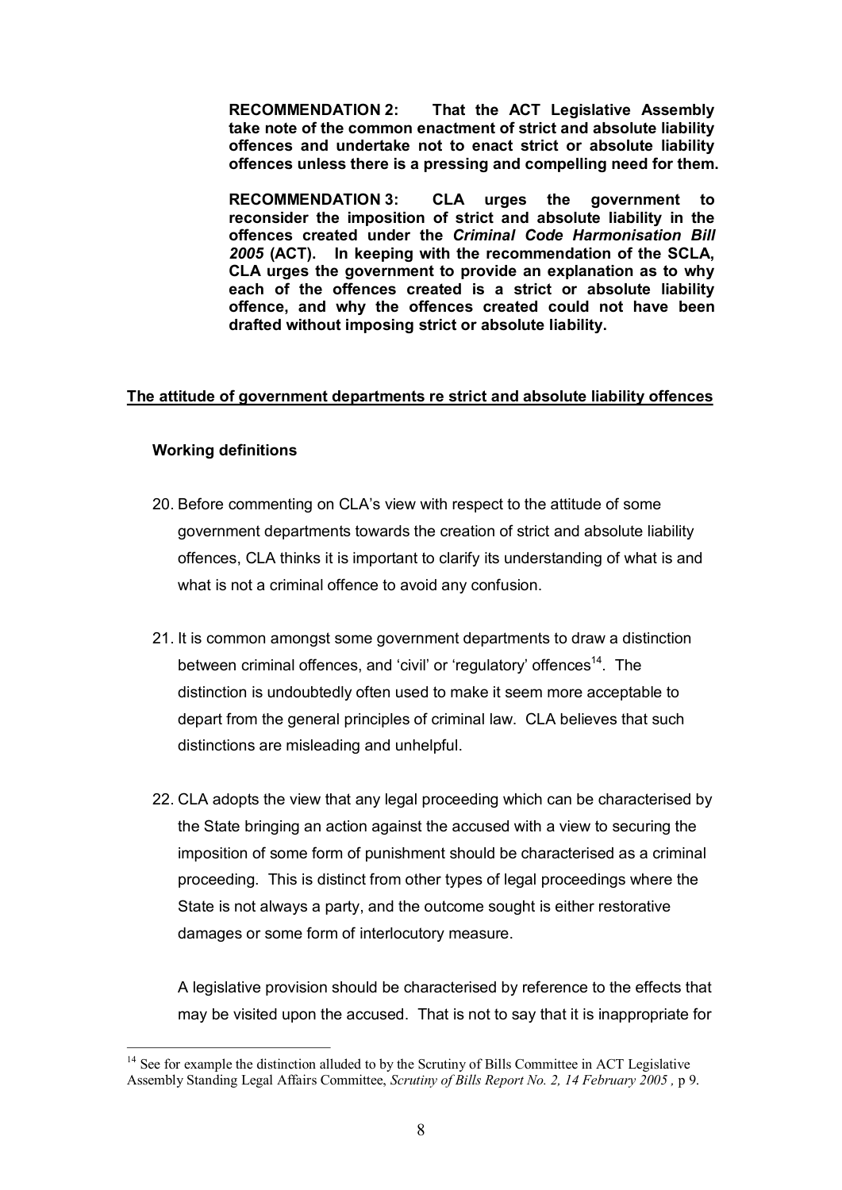**RECOMMENDATION 2: That the ACT Legislative Assembly take note of the common enactment of strict and absolute liability offences and undertake not to enact strict or absolute liability offences unless there is a pressing and compelling need for them.**

**RECOMMENDATION 3: CLA urges the government to reconsider the imposition of strict and absolute liability in the offences created under the *Criminal Code Harmonisation Bill 2005* (ACT). In keeping with the recommendation of the SCLA, CLA urges the government to provide an explanation as to why each of the offences created is a strict or absolute liability offence, and why the offences created could not have been drafted without imposing strict or absolute liability.**

## The attitude of government departments re strict and absolute liability offences

### Working definitions

20. Before commenting on CLA's view with respect to the attitude of some government departments towards the creation of strict and absolute liability offences, CLA thinks it is important to clarify its understanding of what is and what is not a criminal offence to avoid any confusion.

21. It is common amongst some government departments to draw a distinction between criminal offences, and 'civil' or 'regulatory' offences[14]. The distinction is undoubtedly often used to make it seem more acceptable to depart from the general principles of criminal law. CLA believes that such distinctions are misleading and unhelpful.

22. CLA adopts the view that any legal proceeding which can be characterised by the State bringing an action against the accused with a view to securing the imposition of some form of punishment should be characterised as a criminal proceeding. This is distinct from other types of legal proceedings where the State is not always a party, and the outcome sought is either restorative damages or some form of interlocutory measure.

    A legislative provision should be characterised by reference to the effects that may be visited upon the accused. That is not to say that it is inappropriate for

---

[14] See for example the distinction alluded to by the Scrutiny of Bills Committee in ACT Legislative Assembly Standing Legal Affairs Committee, *Scrutiny of Bills Report No. 2, 14 February 2005*, p 9.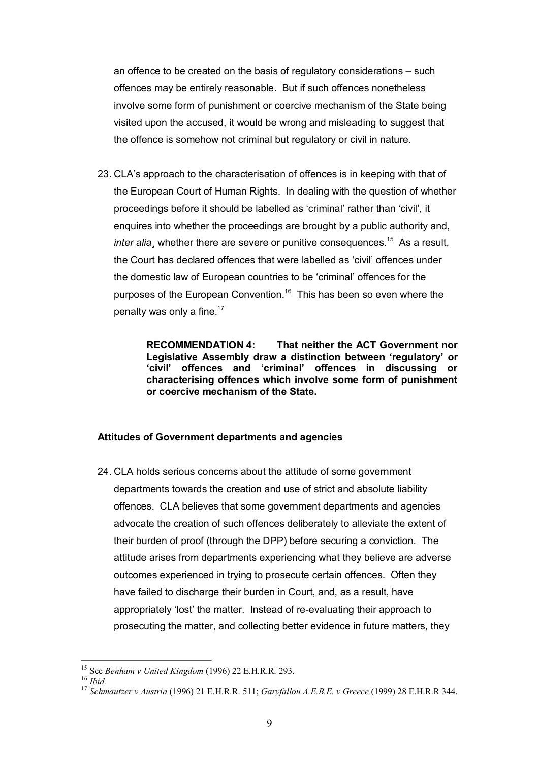an offence to be created on the basis of regulatory considerations – such offences may be entirely reasonable. But if such offences nonetheless involve some form of punishment or coercive mechanism of the State being visited upon the accused, it would be wrong and misleading to suggest that the offence is somehow not criminal but regulatory or civil in nature.

23. CLA's approach to the characterisation of offences is in keeping with that of the European Court of Human Rights. In dealing with the question of whether proceedings before it should be labelled as 'criminal' rather than 'civil', it enquires into whether the proceedings are brought by a public authority and, *inter alia*¸ whether there are severe or punitive consequences.[15] As a result, the Court has declared offences that were labelled as 'civil' offences under the domestic law of European countries to be 'criminal' offences for the purposes of the European Convention.[16] This has been so even where the penalty was only a fine.[17]

> **RECOMMENDATION 4: That neither the ACT Government nor Legislative Assembly draw a distinction between 'regulatory' or 'civil' offences and 'criminal' offences in discussing or characterising offences which involve some form of punishment or coercive mechanism of the State.**

### Attitudes of Government departments and agencies

24. CLA holds serious concerns about the attitude of some government departments towards the creation and use of strict and absolute liability offences. CLA believes that some government departments and agencies advocate the creation of such offences deliberately to alleviate the extent of their burden of proof (through the DPP) before securing a conviction. The attitude arises from departments experiencing what they believe are adverse outcomes experienced in trying to prosecute certain offences. Often they have failed to discharge their burden in Court, and, as a result, have appropriately 'lost' the matter. Instead of re-evaluating their approach to prosecuting the matter, and collecting better evidence in future matters, they

---

[15] See *Benham v United Kingdom* (1996) 22 E.H.R.R. 293.

[16] *Ibid.*

[17] *Schmautzer v Austria* (1996) 21 E.H.R.R. 511; *Garyfallou A.E.B.E. v Greece* (1999) 28 E.H.R.R 344.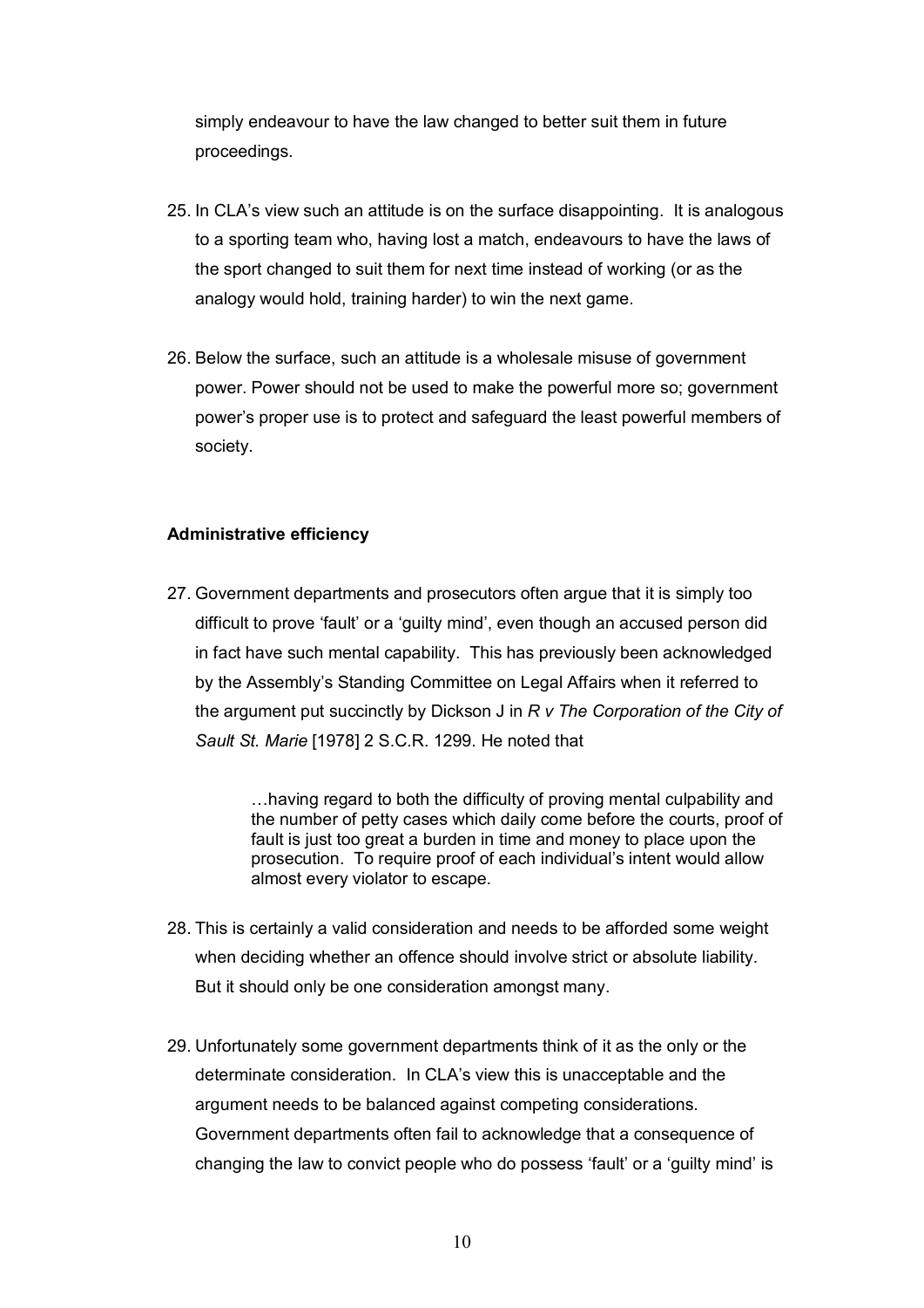simply endeavour to have the law changed to better suit them in future proceedings.

25. In CLA's view such an attitude is on the surface disappointing. It is analogous to a sporting team who, having lost a match, endeavours to have the laws of the sport changed to suit them for next time instead of working (or as the analogy would hold, training harder) to win the next game.

26. Below the surface, such an attitude is a wholesale misuse of government power. Power should not be used to make the powerful more so; government power's proper use is to protect and safeguard the least powerful members of society.

**Administrative efficiency**

27. Government departments and prosecutors often argue that it is simply too difficult to prove 'fault' or a 'guilty mind', even though an accused person did in fact have such mental capability. This has previously been acknowledged by the Assembly's Standing Committee on Legal Affairs when it referred to the argument put succinctly by Dickson J in *R v The Corporation of the City of Sault St. Marie* [1978] 2 S.C.R. 1299. He noted that

> …having regard to both the difficulty of proving mental culpability and the number of petty cases which daily come before the courts, proof of fault is just too great a burden in time and money to place upon the prosecution. To require proof of each individual's intent would allow almost every violator to escape.

28. This is certainly a valid consideration and needs to be afforded some weight when deciding whether an offence should involve strict or absolute liability. But it should only be one consideration amongst many.

29. Unfortunately some government departments think of it as the only or the determinate consideration. In CLA's view this is unacceptable and the argument needs to be balanced against competing considerations. Government departments often fail to acknowledge that a consequence of changing the law to convict people who do possess 'fault' or a 'guilty mind' is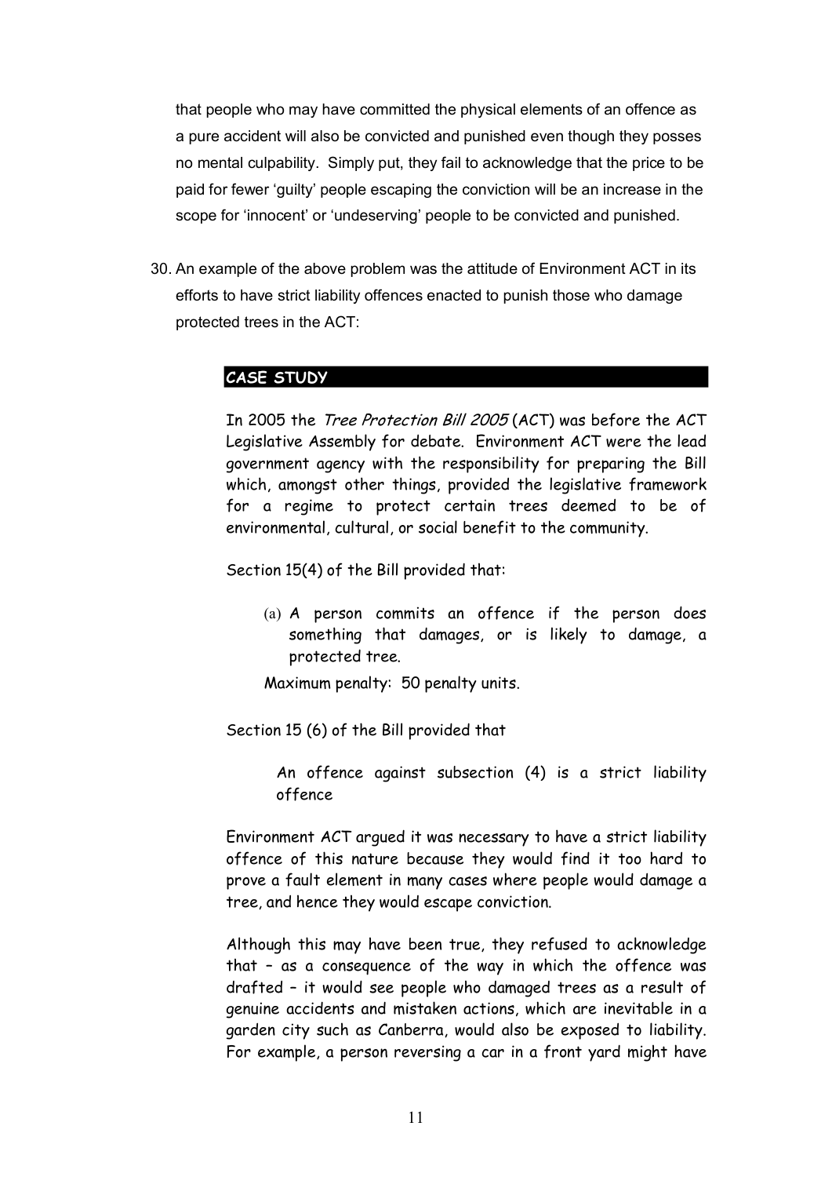that people who may have committed the physical elements of an offence as a pure accident will also be convicted and punished even though they posses no mental culpability. Simply put, they fail to acknowledge that the price to be paid for fewer 'guilty' people escaping the conviction will be an increase in the scope for 'innocent' or 'undeserving' people to be convicted and punished.

30. An example of the above problem was the attitude of Environment ACT in its efforts to have strict liability offences enacted to punish those who damage protected trees in the ACT:

> **CASE STUDY**
>
> In 2005 the *Tree Protection Bill 2005* (ACT) was before the ACT Legislative Assembly for debate. Environment ACT were the lead government agency with the responsibility for preparing the Bill which, amongst other things, provided the legislative framework for a regime to protect certain trees deemed to be of environmental, cultural, or social benefit to the community.
>
> Section 15(4) of the Bill provided that:
>
> > (a) A person commits an offence if the person does something that damages, or is likely to damage, a protected tree.
> >
> > Maximum penalty: 50 penalty units.
>
> Section 15 (6) of the Bill provided that
>
> > An offence against subsection (4) is a strict liability offence
>
> Environment ACT argued it was necessary to have a strict liability offence of this nature because they would find it too hard to prove a fault element in many cases where people would damage a tree, and hence they would escape conviction.
>
> Although this may have been true, they refused to acknowledge that – as a consequence of the way in which the offence was drafted – it would see people who damaged trees as a result of genuine accidents and mistaken actions, which are inevitable in a garden city such as Canberra, would also be exposed to liability. For example, a person reversing a car in a front yard might have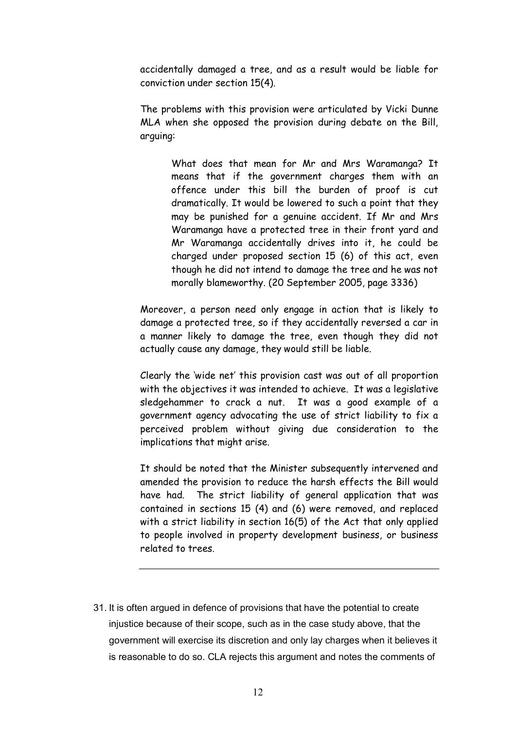accidentally damaged a tree, and as a result would be liable for conviction under section 15(4).

The problems with this provision were articulated by Vicki Dunne MLA when she opposed the provision during debate on the Bill, arguing:

> What does that mean for Mr and Mrs Waramanga? It means that if the government charges them with an offence under this bill the burden of proof is cut dramatically. It would be lowered to such a point that they may be punished for a genuine accident. If Mr and Mrs Waramanga have a protected tree in their front yard and Mr Waramanga accidentally drives into it, he could be charged under proposed section 15 (6) of this act, even though he did not intend to damage the tree and he was not morally blameworthy. (20 September 2005, page 3336)

Moreover, a person need only engage in action that is likely to damage a protected tree, so if they accidentally reversed a car in a manner likely to damage the tree, even though they did not actually cause any damage, they would still be liable.

Clearly the 'wide net' this provision cast was out of all proportion with the objectives it was intended to achieve. It was a legislative sledgehammer to crack a nut. It was a good example of a government agency advocating the use of strict liability to fix a perceived problem without giving due consideration to the implications that might arise.

It should be noted that the Minister subsequently intervened and amended the provision to reduce the harsh effects the Bill would have had. The strict liability of general application that was contained in sections 15 (4) and (6) were removed, and replaced with a strict liability in section 16(5) of the Act that only applied to people involved in property development business, or business related to trees.

---

31. It is often argued in defence of provisions that have the potential to create injustice because of their scope, such as in the case study above, that the government will exercise its discretion and only lay charges when it believes it is reasonable to do so. CLA rejects this argument and notes the comments of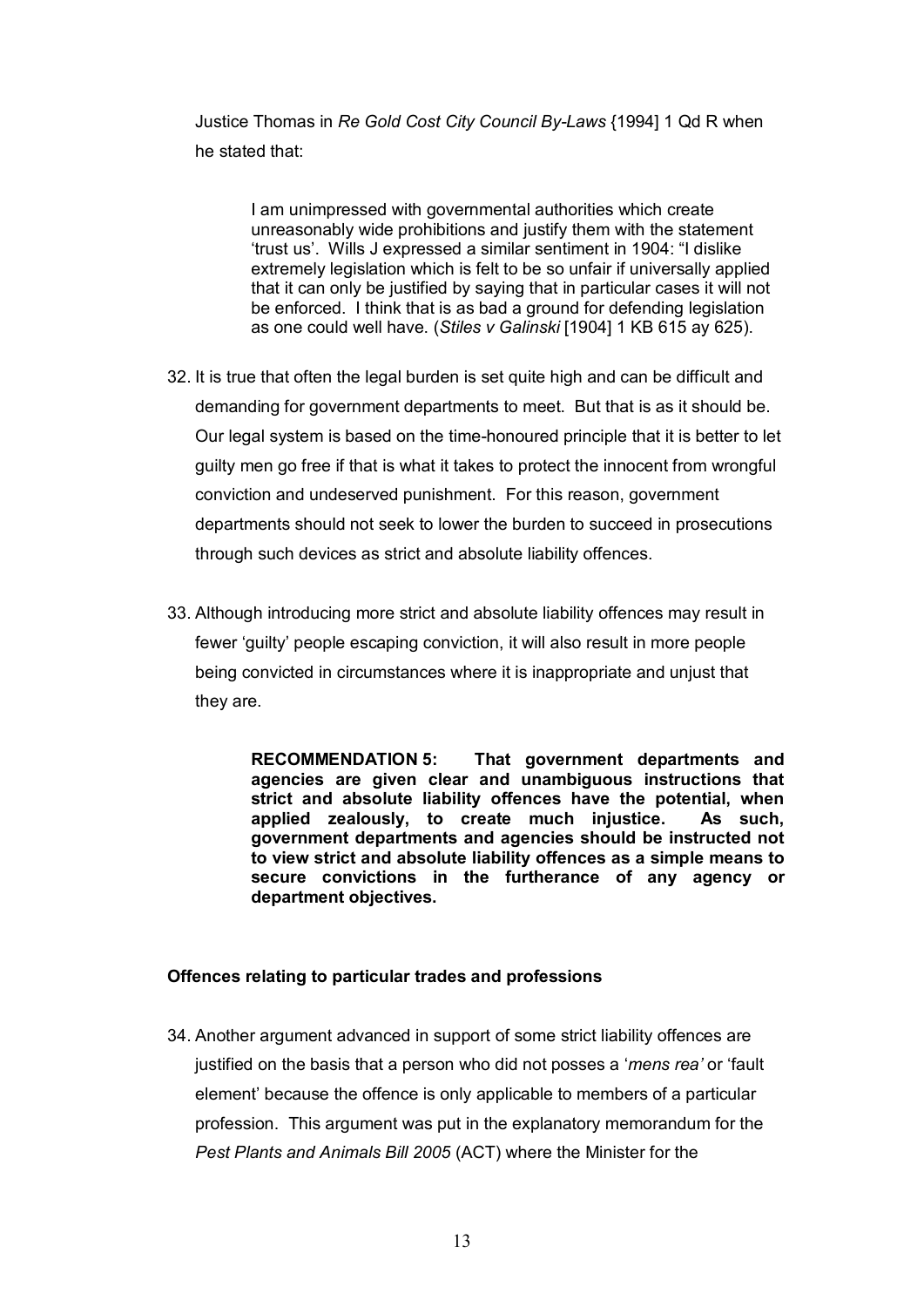Justice Thomas in *Re Gold Cost City Council By-Laws* {1994] 1 Qd R when he stated that:

> I am unimpressed with governmental authorities which create unreasonably wide prohibitions and justify them with the statement 'trust us'. Wills J expressed a similar sentiment in 1904: "I dislike extremely legislation which is felt to be so unfair if universally applied that it can only be justified by saying that in particular cases it will not be enforced. I think that is as bad a ground for defending legislation as one could well have. (*Stiles v Galinski* [1904] 1 KB 615 ay 625).

32. It is true that often the legal burden is set quite high and can be difficult and demanding for government departments to meet. But that is as it should be. Our legal system is based on the time-honoured principle that it is better to let guilty men go free if that is what it takes to protect the innocent from wrongful conviction and undeserved punishment. For this reason, government departments should not seek to lower the burden to succeed in prosecutions through such devices as strict and absolute liability offences.

33. Although introducing more strict and absolute liability offences may result in fewer 'guilty' people escaping conviction, it will also result in more people being convicted in circumstances where it is inappropriate and unjust that they are.

> **RECOMMENDATION 5: That government departments and agencies are given clear and unambiguous instructions that strict and absolute liability offences have the potential, when applied zealously, to create much injustice. As such, government departments and agencies should be instructed not to view strict and absolute liability offences as a simple means to secure convictions in the furtherance of any agency or department objectives.**

**Offences relating to particular trades and professions**

34. Another argument advanced in support of some strict liability offences are justified on the basis that a person who did not posses a '*mens rea'* or 'fault element' because the offence is only applicable to members of a particular profession. This argument was put in the explanatory memorandum for the *Pest Plants and Animals Bill 2005* (ACT) where the Minister for the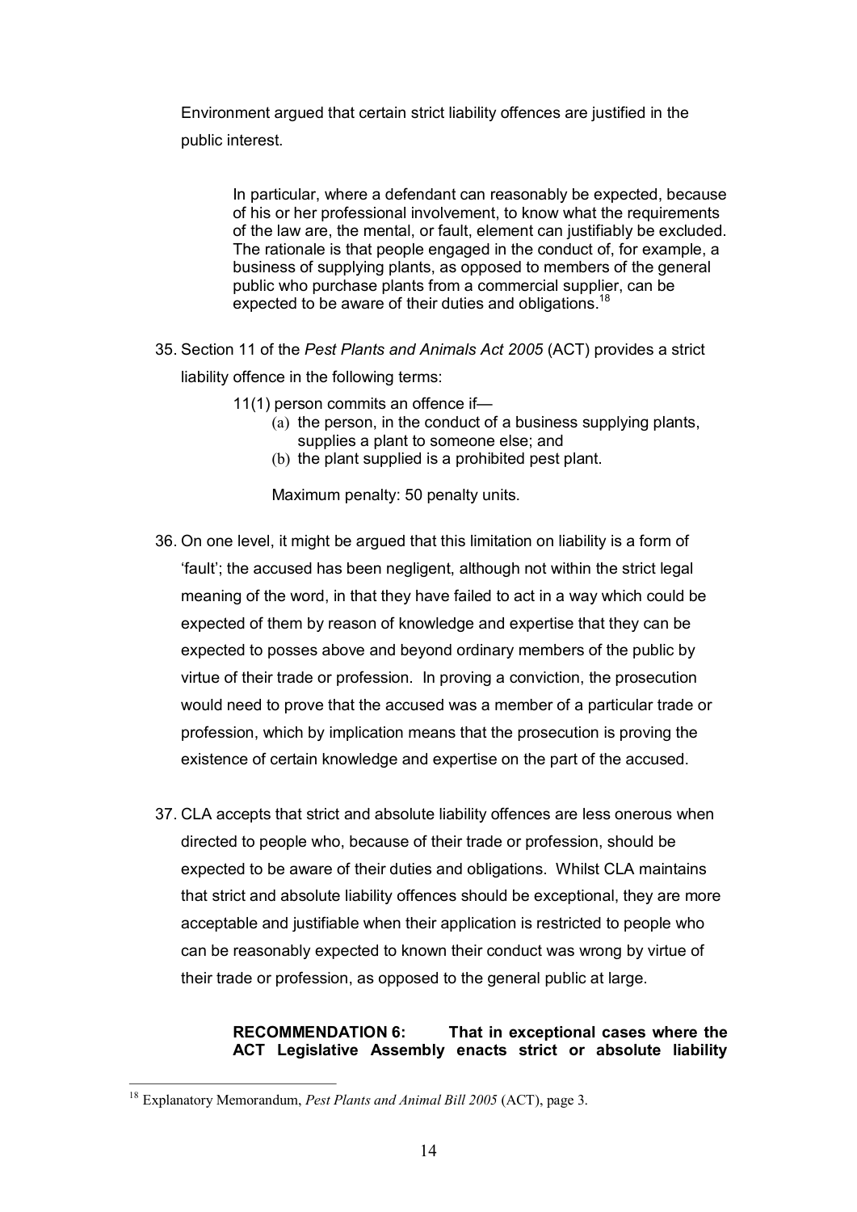Environment argued that certain strict liability offences are justified in the public interest.

> In particular, where a defendant can reasonably be expected, because of his or her professional involvement, to know what the requirements of the law are, the mental, or fault, element can justifiably be excluded. The rationale is that people engaged in the conduct of, for example, a business of supplying plants, as opposed to members of the general public who purchase plants from a commercial supplier, can be expected to be aware of their duties and obligations.[18]

35. Section 11 of the *Pest Plants and Animals Act 2005* (ACT) provides a strict liability offence in the following terms:

    > 11(1) person commits an offence if—
    > (a) the person, in the conduct of a business supplying plants, supplies a plant to someone else; and
    > (b) the plant supplied is a prohibited pest plant.
    >
    > Maximum penalty: 50 penalty units.

36. On one level, it might be argued that this limitation on liability is a form of 'fault'; the accused has been negligent, although not within the strict legal meaning of the word, in that they have failed to act in a way which could be expected of them by reason of knowledge and expertise that they can be expected to posses above and beyond ordinary members of the public by virtue of their trade or profession. In proving a conviction, the prosecution would need to prove that the accused was a member of a particular trade or profession, which by implication means that the prosecution is proving the existence of certain knowledge and expertise on the part of the accused.

37. CLA accepts that strict and absolute liability offences are less onerous when directed to people who, because of their trade or profession, should be expected to be aware of their duties and obligations. Whilst CLA maintains that strict and absolute liability offences should be exceptional, they are more acceptable and justifiable when their application is restricted to people who can be reasonably expected to known their conduct was wrong by virtue of their trade or profession, as opposed to the general public at large.

> **RECOMMENDATION 6: That in exceptional cases where the ACT Legislative Assembly enacts strict or absolute liability**

---

[18] Explanatory Memorandum, *Pest Plants and Animal Bill 2005* (ACT), page 3.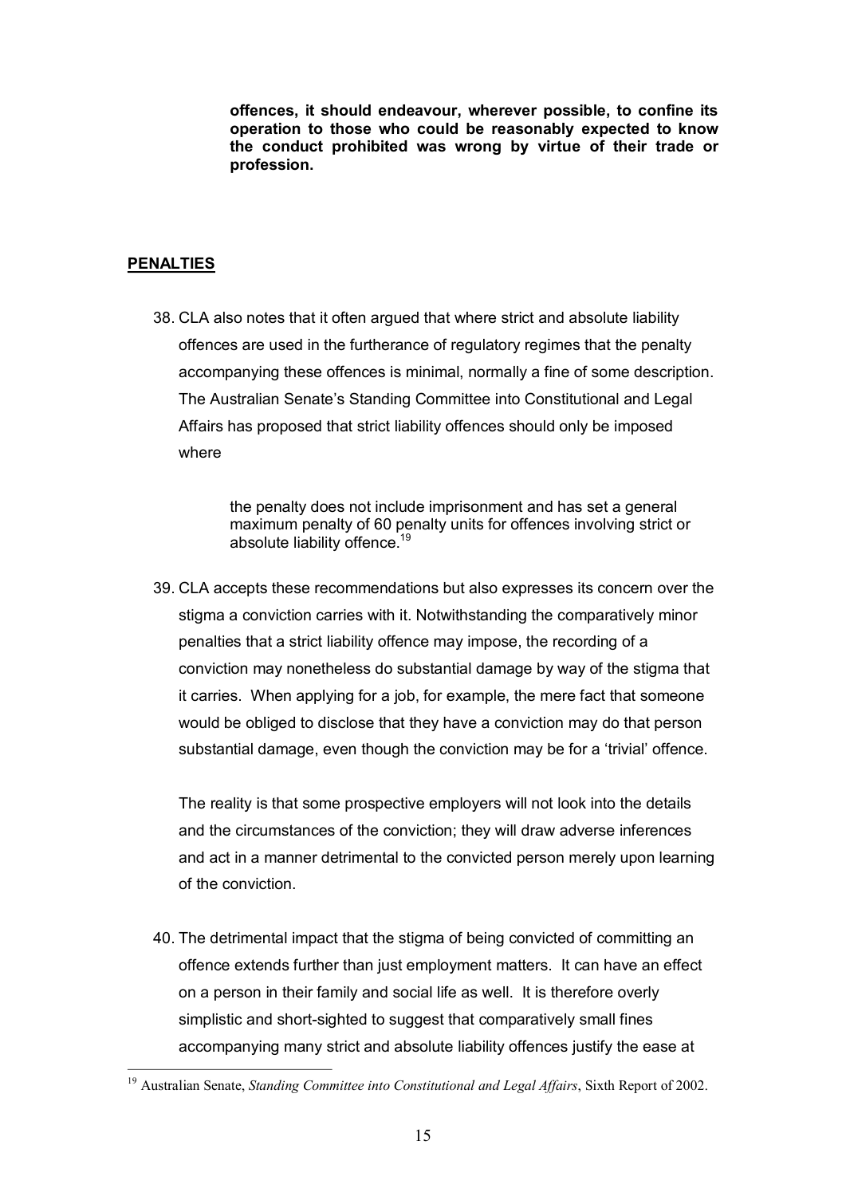**offences, it should endeavour, wherever possible, to confine its operation to those who could be reasonably expected to know the conduct prohibited was wrong by virtue of their trade or profession.**

## PENALTIES

38. CLA also notes that it often argued that where strict and absolute liability offences are used in the furtherance of regulatory regimes that the penalty accompanying these offences is minimal, normally a fine of some description. The Australian Senate's Standing Committee into Constitutional and Legal Affairs has proposed that strict liability offences should only be imposed where

    > the penalty does not include imprisonment and has set a general maximum penalty of 60 penalty units for offences involving strict or absolute liability offence.[19]

39. CLA accepts these recommendations but also expresses its concern over the stigma a conviction carries with it. Notwithstanding the comparatively minor penalties that a strict liability offence may impose, the recording of a conviction may nonetheless do substantial damage by way of the stigma that it carries. When applying for a job, for example, the mere fact that someone would be obliged to disclose that they have a conviction may do that person substantial damage, even though the conviction may be for a 'trivial' offence.

    The reality is that some prospective employers will not look into the details and the circumstances of the conviction; they will draw adverse inferences and act in a manner detrimental to the convicted person merely upon learning of the conviction.

40. The detrimental impact that the stigma of being convicted of committing an offence extends further than just employment matters. It can have an effect on a person in their family and social life as well. It is therefore overly simplistic and short-sighted to suggest that comparatively small fines accompanying many strict and absolute liability offences justify the ease at

---

[19] Australian Senate, *Standing Committee into Constitutional and Legal Affairs*, Sixth Report of 2002.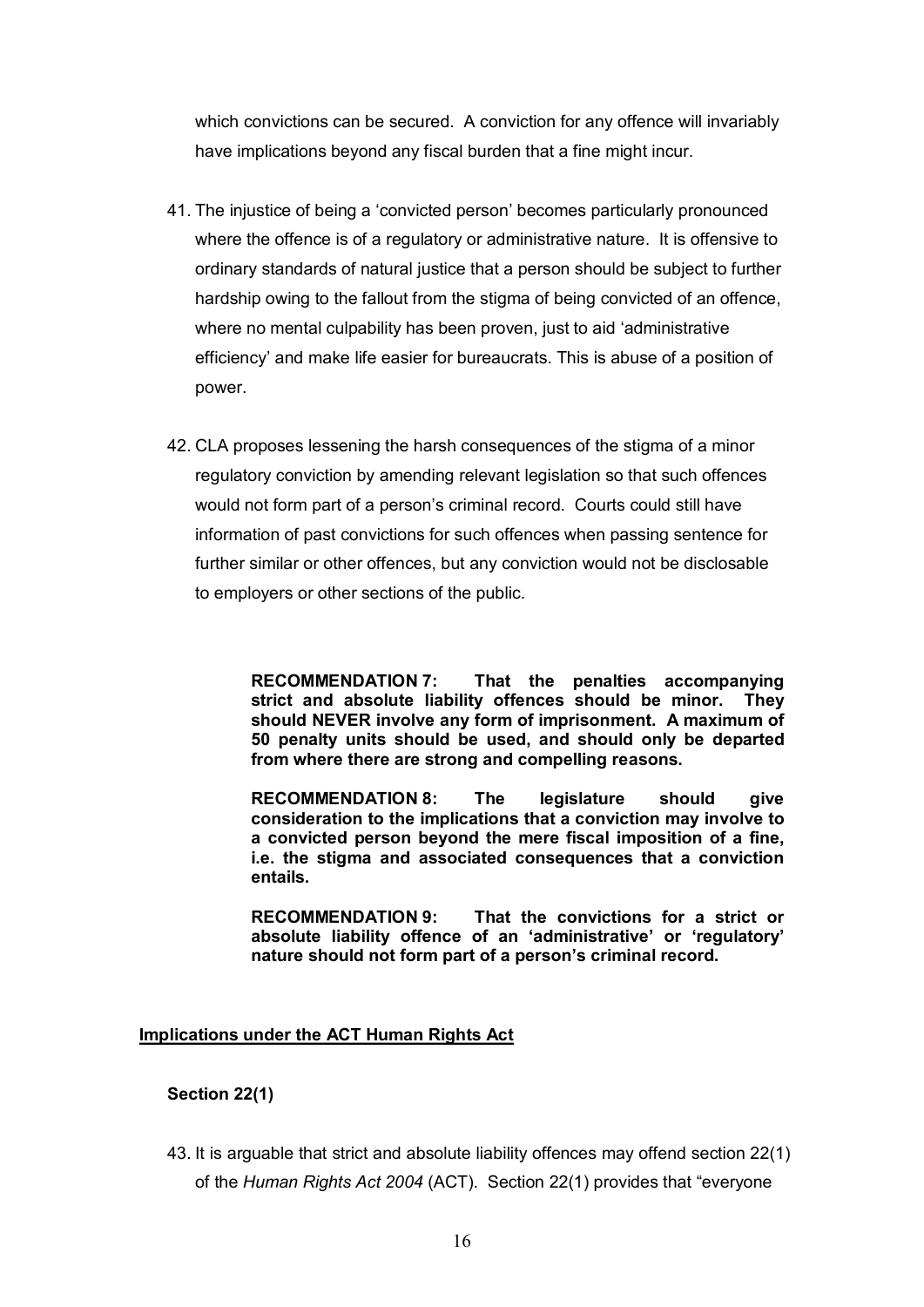which convictions can be secured. A conviction for any offence will invariably have implications beyond any fiscal burden that a fine might incur.

41. The injustice of being a 'convicted person' becomes particularly pronounced where the offence is of a regulatory or administrative nature. It is offensive to ordinary standards of natural justice that a person should be subject to further hardship owing to the fallout from the stigma of being convicted of an offence, where no mental culpability has been proven, just to aid 'administrative efficiency' and make life easier for bureaucrats. This is abuse of a position of power.

42. CLA proposes lessening the harsh consequences of the stigma of a minor regulatory conviction by amending relevant legislation so that such offences would not form part of a person's criminal record. Courts could still have information of past convictions for such offences when passing sentence for further similar or other offences, but any conviction would not be disclosable to employers or other sections of the public.

> **RECOMMENDATION 7: That the penalties accompanying strict and absolute liability offences should be minor. They should NEVER involve any form of imprisonment. A maximum of 50 penalty units should be used, and should only be departed from where there are strong and compelling reasons.**
>
> **RECOMMENDATION 8: The legislature should give consideration to the implications that a conviction may involve to a convicted person beyond the mere fiscal imposition of a fine, i.e. the stigma and associated consequences that a conviction entails.**
>
> **RECOMMENDATION 9: That the convictions for a strict or absolute liability offence of an 'administrative' or 'regulatory' nature should not form part of a person's criminal record.**

## Implications under the ACT Human Rights Act

### Section 22(1)

43. It is arguable that strict and absolute liability offences may offend section 22(1) of the *Human Rights Act 2004* (ACT). Section 22(1) provides that "everyone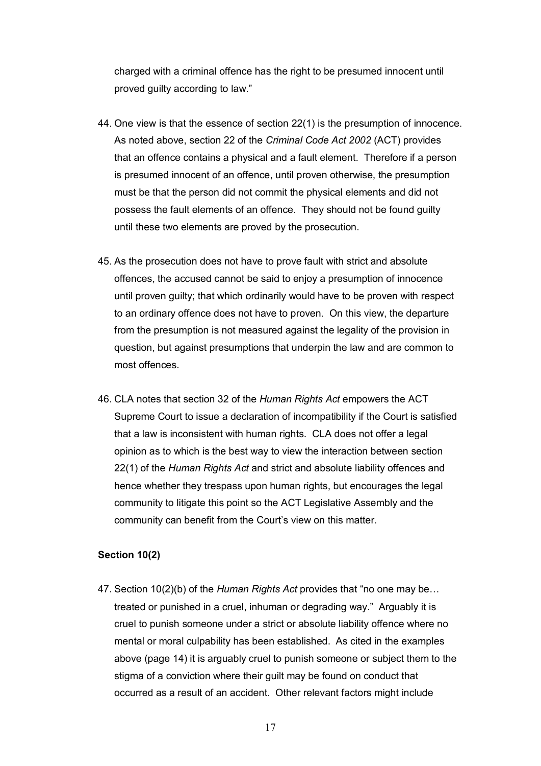charged with a criminal offence has the right to be presumed innocent until proved guilty according to law."

44. One view is that the essence of section 22(1) is the presumption of innocence. As noted above, section 22 of the *Criminal Code Act 2002* (ACT) provides that an offence contains a physical and a fault element. Therefore if a person is presumed innocent of an offence, until proven otherwise, the presumption must be that the person did not commit the physical elements and did not possess the fault elements of an offence. They should not be found guilty until these two elements are proved by the prosecution.

45. As the prosecution does not have to prove fault with strict and absolute offences, the accused cannot be said to enjoy a presumption of innocence until proven guilty; that which ordinarily would have to be proven with respect to an ordinary offence does not have to proven. On this view, the departure from the presumption is not measured against the legality of the provision in question, but against presumptions that underpin the law and are common to most offences.

46. CLA notes that section 32 of the *Human Rights Act* empowers the ACT Supreme Court to issue a declaration of incompatibility if the Court is satisfied that a law is inconsistent with human rights. CLA does not offer a legal opinion as to which is the best way to view the interaction between section 22(1) of the *Human Rights Act* and strict and absolute liability offences and hence whether they trespass upon human rights, but encourages the legal community to litigate this point so the ACT Legislative Assembly and the community can benefit from the Court's view on this matter.

**Section 10(2)**

47. Section 10(2)(b) of the *Human Rights Act* provides that "no one may be… treated or punished in a cruel, inhuman or degrading way." Arguably it is cruel to punish someone under a strict or absolute liability offence where no mental or moral culpability has been established. As cited in the examples above (page 14) it is arguably cruel to punish someone or subject them to the stigma of a conviction where their guilt may be found on conduct that occurred as a result of an accident. Other relevant factors might include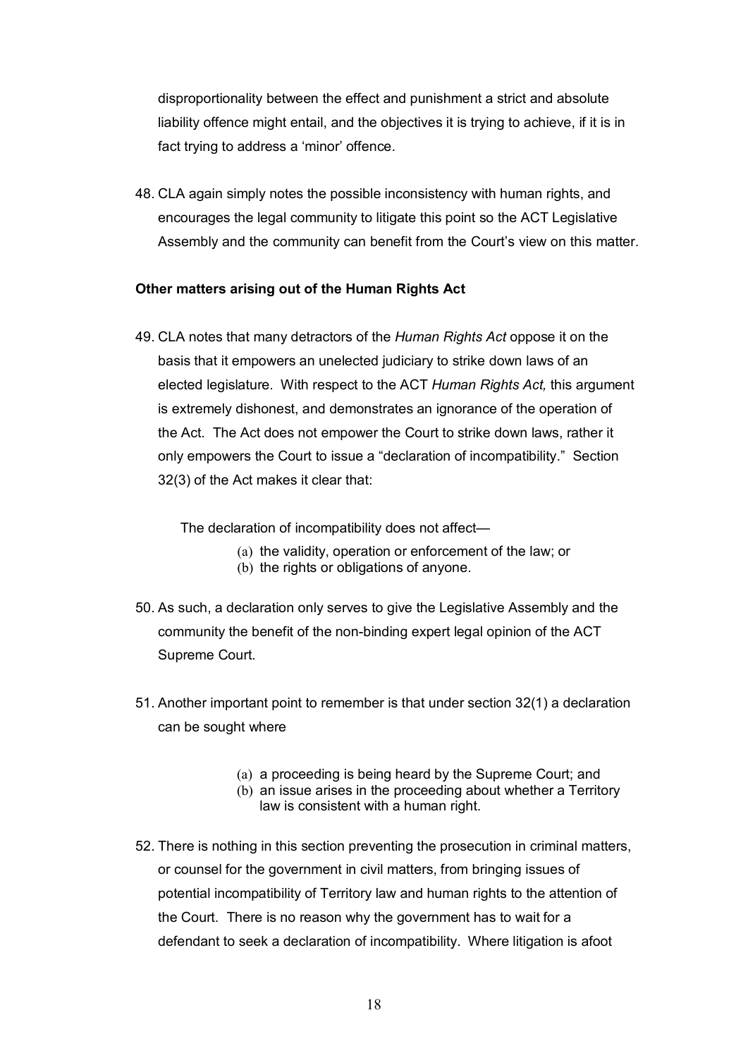disproportionality between the effect and punishment a strict and absolute liability offence might entail, and the objectives it is trying to achieve, if it is in fact trying to address a 'minor' offence.

48. CLA again simply notes the possible inconsistency with human rights, and encourages the legal community to litigate this point so the ACT Legislative Assembly and the community can benefit from the Court's view on this matter.

**Other matters arising out of the Human Rights Act**

49. CLA notes that many detractors of the *Human Rights Act* oppose it on the basis that it empowers an unelected judiciary to strike down laws of an elected legislature. With respect to the ACT *Human Rights Act,* this argument is extremely dishonest, and demonstrates an ignorance of the operation of the Act. The Act does not empower the Court to strike down laws, rather it only empowers the Court to issue a "declaration of incompatibility." Section 32(3) of the Act makes it clear that:

   > The declaration of incompatibility does not affect—
   >
   > (a) the validity, operation or enforcement of the law; or
   > (b) the rights or obligations of anyone.

50. As such, a declaration only serves to give the Legislative Assembly and the community the benefit of the non-binding expert legal opinion of the ACT Supreme Court.

51. Another important point to remember is that under section 32(1) a declaration can be sought where

   > (a) a proceeding is being heard by the Supreme Court; and
   > (b) an issue arises in the proceeding about whether a Territory law is consistent with a human right.

52. There is nothing in this section preventing the prosecution in criminal matters, or counsel for the government in civil matters, from bringing issues of potential incompatibility of Territory law and human rights to the attention of the Court. There is no reason why the government has to wait for a defendant to seek a declaration of incompatibility. Where litigation is afoot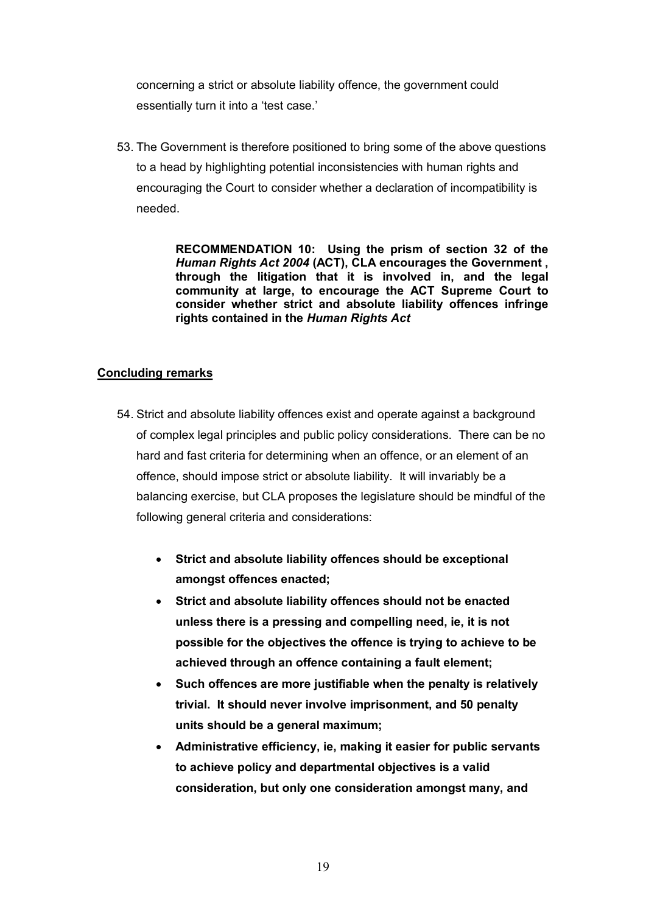concerning a strict or absolute liability offence, the government could essentially turn it into a 'test case.'

53. The Government is therefore positioned to bring some of the above questions to a head by highlighting potential inconsistencies with human rights and encouraging the Court to consider whether a declaration of incompatibility is needed.

> **RECOMMENDATION 10: Using the prism of section 32 of the *Human Rights Act 2004* (ACT), CLA encourages the Government , through the litigation that it is involved in, and the legal community at large, to encourage the ACT Supreme Court to consider whether strict and absolute liability offences infringe rights contained in the *Human Rights Act***

## Concluding remarks

54. Strict and absolute liability offences exist and operate against a background of complex legal principles and public policy considerations. There can be no hard and fast criteria for determining when an offence, or an element of an offence, should impose strict or absolute liability. It will invariably be a balancing exercise, but CLA proposes the legislature should be mindful of the following general criteria and considerations:

    - **Strict and absolute liability offences should be exceptional amongst offences enacted;**
    - **Strict and absolute liability offences should not be enacted unless there is a pressing and compelling need, ie, it is not possible for the objectives the offence is trying to achieve to be achieved through an offence containing a fault element;**
    - **Such offences are more justifiable when the penalty is relatively trivial. It should never involve imprisonment, and 50 penalty units should be a general maximum;**
    - **Administrative efficiency, ie, making it easier for public servants to achieve policy and departmental objectives is a valid consideration, but only one consideration amongst many, and**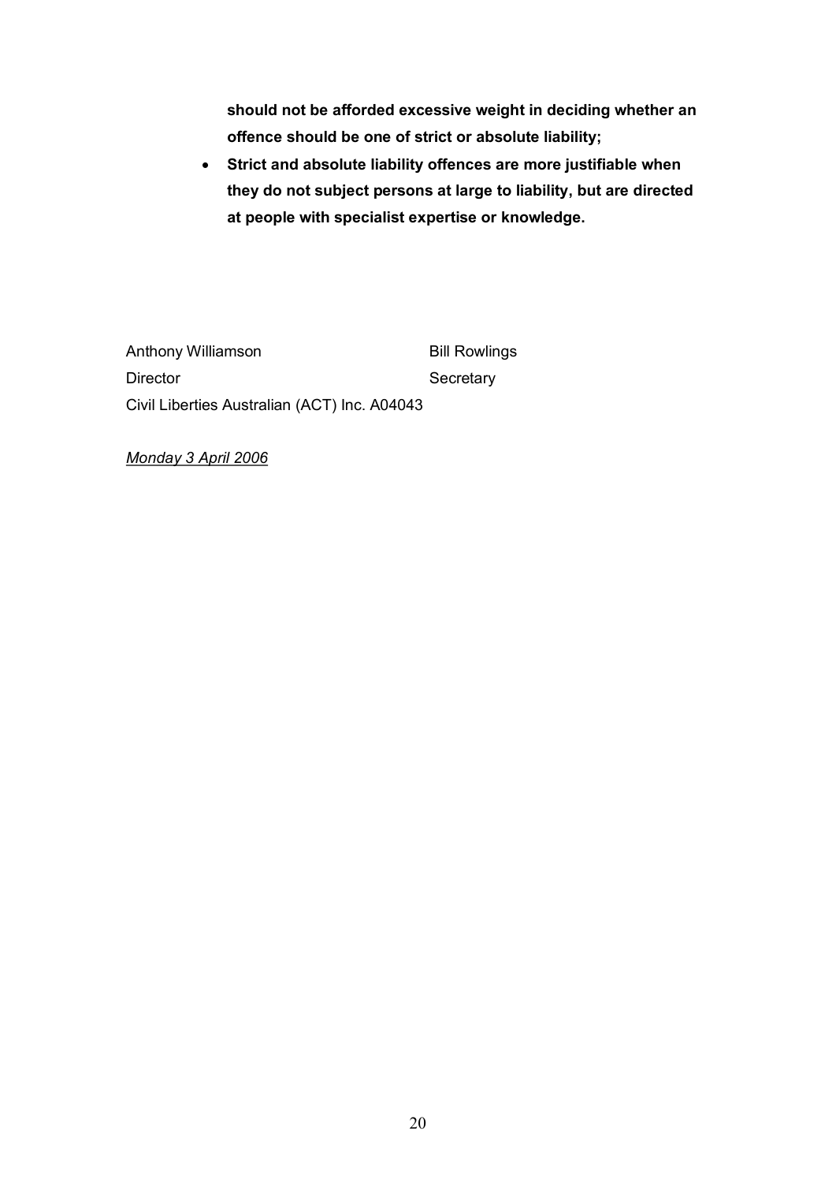**should not be afforded excessive weight in deciding whether an offence should be one of strict or absolute liability;**

- **Strict and absolute liability offences are more justifiable when they do not subject persons at large to liability, but are directed at people with specialist expertise or knowledge.**

| | |
|---|---|
| Anthony Williamson | Bill Rowlings |
| Director | Secretary |

Civil Liberties Australian (ACT) Inc. A04043

*Monday 3 April 2006*